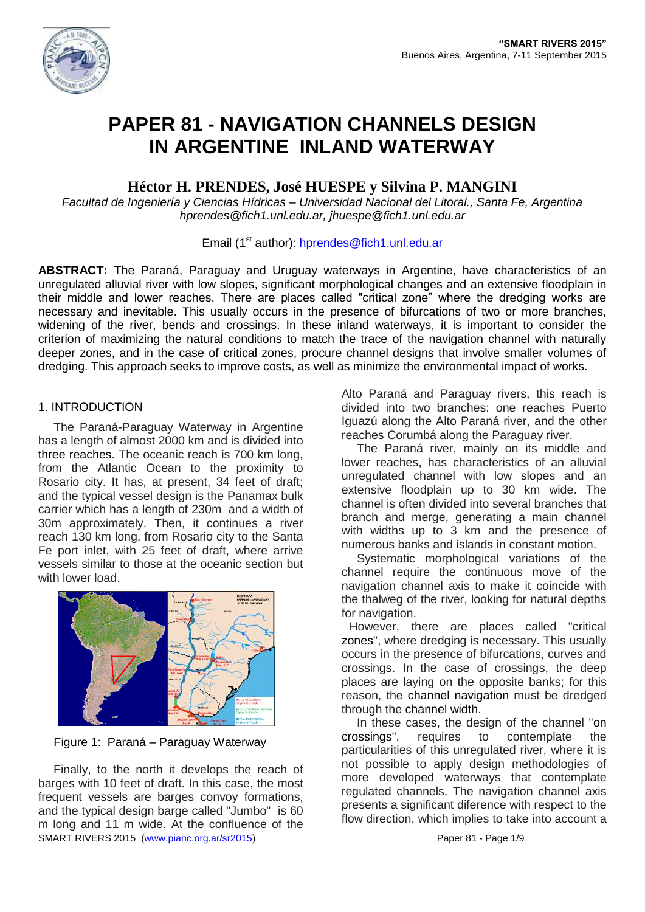# PAPER 81 - NAVIGATION CHANNELS DESIGN IN ARGENTINE INLAND WATERWAY

## Héctor H. PRENDES, José HUESPE y Silvina P. MANGINI

*Facultad de Ingeniería y Ciencias Hídricas – Universidad Nacional del Litoral., Santa Fe, Argentina*
*hprendes@fich1.unl.edu.ar, jhuespe@fich1.unl.edu.ar*

Email (1st author): hprendes@fich1.unl.edu.ar

**ABSTRACT:** The Paraná, Paraguay and Uruguay waterways in Argentine, have characteristics of an unregulated alluvial river with low slopes, significant morphological changes and an extensive floodplain in their middle and lower reaches. There are places called "critical zone" where the dredging works are necessary and inevitable. This usually occurs in the presence of bifurcations of two or more branches, widening of the river, bends and crossings. In these inland waterways, it is important to consider the criterion of maximizing the natural conditions to match the trace of the navigation channel with naturally deeper zones, and in the case of critical zones, procure channel designs that involve smaller volumes of dredging. This approach seeks to improve costs, as well as minimize the environmental impact of works.

## 1. INTRODUCTION

The Paraná-Paraguay Waterway in Argentine has a length of almost 2000 km and is divided into three reaches. The oceanic reach is 700 km long, from the Atlantic Ocean to the proximity to Rosario city. It has, at present, 34 feet of draft; and the typical vessel design is the Panamax bulk carrier which has a length of 230m and a width of 30m approximately. Then, it continues a river reach 130 km long, from Rosario city to the Santa Fe port inlet, with 25 feet of draft, where arrive vessels similar to those at the oceanic section but with lower load.

Figure 1: Paraná – Paraguay Waterway

Finally, to the north it develops the reach of barges with 10 feet of draft. In this case, the most frequent vessels are barges convoy formations, and the typical design barge called "Jumbo" is 60 m long and 11 m wide. At the confluence of the Alto Paraná and Paraguay rivers, this reach is divided into two branches: one reaches Puerto Iguazú along the Alto Paraná river, and the other reaches Corumbá along the Paraguay river.

The Paraná river, mainly on its middle and lower reaches, has characteristics of an alluvial unregulated channel with low slopes and an extensive floodplain up to 30 km wide. The channel is often divided into several branches that branch and merge, generating a main channel with widths up to 3 km and the presence of numerous banks and islands in constant motion.

Systematic morphological variations of the channel require the continuous move of the navigation channel axis to make it coincide with the thalweg of the river, looking for natural depths for navigation.

However, there are places called "critical zones", where dredging is necessary. This usually occurs in the presence of bifurcations, curves and crossings. In the case of crossings, the deep places are laying on the opposite banks; for this reason, the channel navigation must be dredged through the channel width.

In these cases, the design of the channel "on crossings", requires to contemplate the particularities of this unregulated river, where it is not possible to apply design methodologies of more developed waterways that contemplate regulated channels. The navigation channel axis presents a significant diference with respect to the flow direction, which implies to take into account a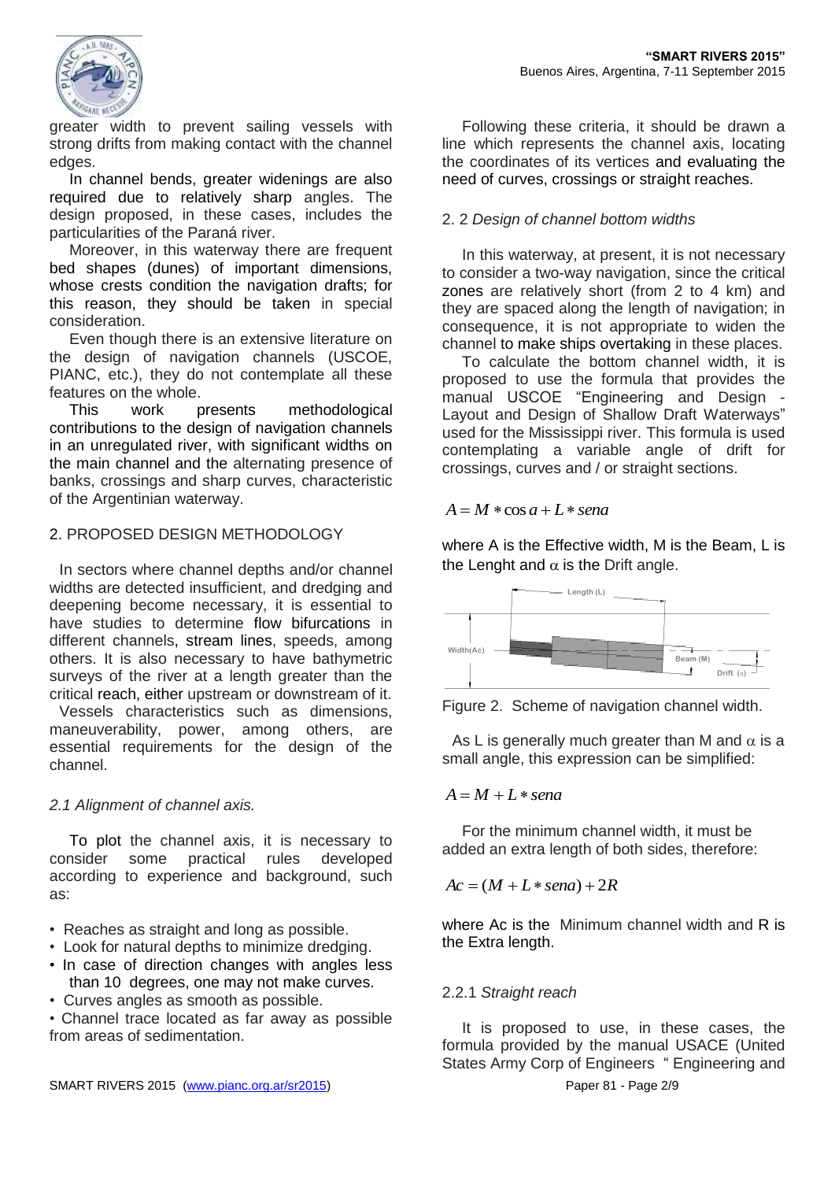greater width to prevent sailing vessels with strong drifts from making contact with the channel edges.

In channel bends, greater widenings are also required due to relatively sharp angles. The design proposed, in these cases, includes the particularities of the Paraná river.

Moreover, in this waterway there are frequent bed shapes (dunes) of important dimensions, whose crests condition the navigation drafts; for this reason, they should be taken in special consideration.

Even though there is an extensive literature on the design of navigation channels (USCOE, PIANC, etc.), they do not contemplate all these features on the whole.

This work presents methodological contributions to the design of navigation channels in an unregulated river, with significant widths on the main channel and the alternating presence of banks, crossings and sharp curves, characteristic of the Argentinian waterway.

## 2. PROPOSED DESIGN METHODOLOGY

In sectors where channel depths and/or channel widths are detected insufficient, and dredging and deepening become necessary, it is essential to have studies to determine flow bifurcations in different channels, stream lines, speeds, among others. It is also necessary to have bathymetric surveys of the river at a length greater than the critical reach, either upstream or downstream of it.

Vessels characteristics such as dimensions, maneuverability, power, among others, are essential requirements for the design of the channel.

### *2.1 Alignment of channel axis.*

To plot the channel axis, it is necessary to consider some practical rules developed according to experience and background, such as:

- Reaches as straight and long as possible.
- Look for natural depths to minimize dredging.
- In case of direction changes with angles less than 10 degrees, one may not make curves.
- Curves angles as smooth as possible.
- Channel trace located as far away as possible from areas of sedimentation.

Following these criteria, it should be drawn a line which represents the channel axis, locating the coordinates of its vertices and evaluating the need of curves, crossings or straight reaches.

### 2. 2 *Design of channel bottom widths*

In this waterway, at present, it is not necessary to consider a two-way navigation, since the critical zones are relatively short (from 2 to 4 km) and they are spaced along the length of navigation; in consequence, it is not appropriate to widen the channel to make ships overtaking in these places.

To calculate the bottom channel width, it is proposed to use the formula that provides the manual USCOE "Engineering and Design - Layout and Design of Shallow Draft Waterways" used for the Mississippi river. This formula is used contemplating a variable angle of drift for crossings, curves and / or straight sections.

$$A = M * \cos a + L * sen a$$

where A is the Effective width, M is the Beam, L is the Lenght and $\alpha$ is the Drift angle.

Length (L)

Width(Ac)

Beam (M)

Drift ($\alpha$)

Figure 2. Scheme of navigation channel width.

As L is generally much greater than M and $\alpha$ is a small angle, this expression can be simplified:

$$A = M + L * sen a$$

For the minimum channel width, it must be added an extra length of both sides, therefore:

$$Ac = (M + L * sen a) + 2R$$

where Ac is the Minimum channel width and R is the Extra length.

#### 2.2.1 *Straight reach*

It is proposed to use, in these cases, the formula provided by the manual USACE (United States Army Corp of Engineers " Engineering and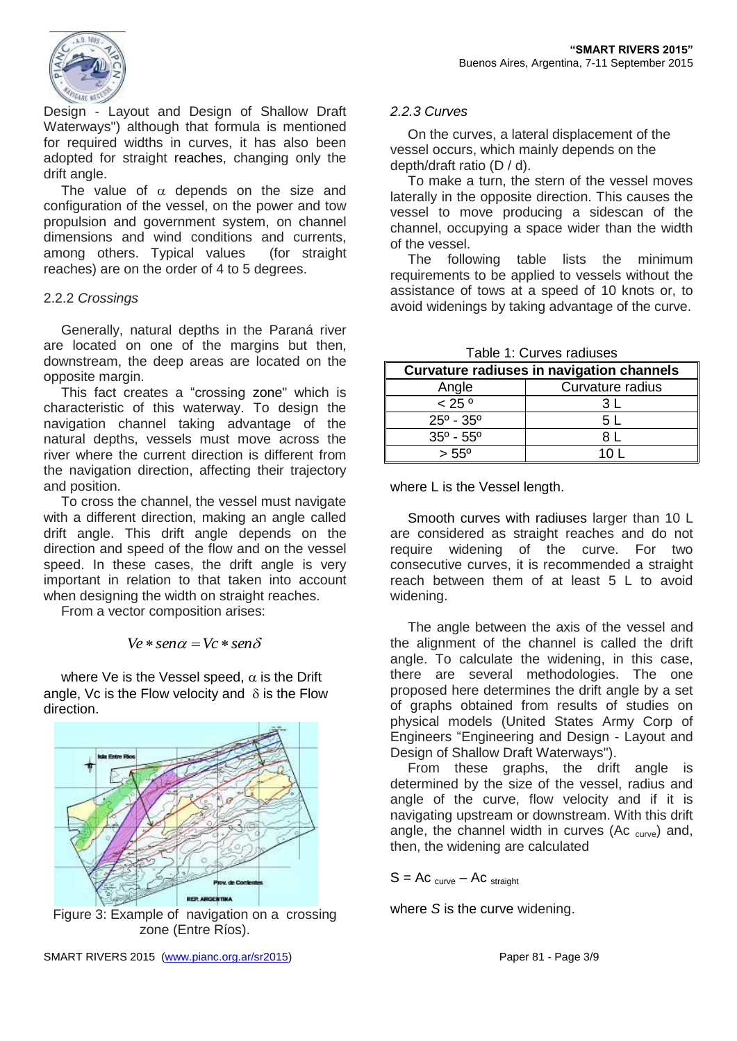Design - Layout and Design of Shallow Draft Waterways") although that formula is mentioned for required widths in curves, it has also been adopted for straight reaches, changing only the drift angle.

The value of $\alpha$ depends on the size and configuration of the vessel, on the power and tow propulsion and government system, on channel dimensions and wind conditions and currents, among others. Typical values (for straight reaches) are on the order of 4 to 5 degrees.

### 2.2.2 *Crossings*

Generally, natural depths in the Paraná river are located on one of the margins but then, downstream, the deep areas are located on the opposite margin.

This fact creates a "crossing zone" which is characteristic of this waterway. To design the navigation channel taking advantage of the natural depths, vessels must move across the river where the current direction is different from the navigation direction, affecting their trajectory and position.

To cross the channel, the vessel must navigate with a different direction, making an angle called drift angle. This drift angle depends on the direction and speed of the flow and on the vessel speed. In these cases, the drift angle is very important in relation to that taken into account when designing the width on straight reaches.

From a vector composition arises:

$$Ve * sen\alpha = Vc * sen\delta$$

where Ve is the Vessel speed, $\alpha$ is the Drift angle, Vc is the Flow velocity and $\delta$ is the Flow direction.

Figure 3: Example of navigation on a crossing zone (Entre Ríos).

### *2.2.3 Curves*

On the curves, a lateral displacement of the vessel occurs, which mainly depends on the depth/draft ratio (D / d).

To make a turn, the stern of the vessel moves laterally in the opposite direction. This causes the vessel to move producing a sidescan of the channel, occupying a space wider than the width of the vessel.

The following table lists the minimum requirements to be applied to vessels without the assistance of tows at a speed of 10 knots or, to avoid widenings by taking advantage of the curve.

Table 1: Curves radiuses

| Curvature radiuses in navigation channels | |
|---|---|
| Angle | Curvature radius |
| < 25 º | 3 L |
| 25º - 35º | 5 L |
| 35º - 55º | 8 L |
| > 55º | 10 L |

where L is the Vessel length.

Smooth curves with radiuses larger than 10 L are considered as straight reaches and do not require widening of the curve. For two consecutive curves, it is recommended a straight reach between them of at least 5 L to avoid widening.

The angle between the axis of the vessel and the alignment of the channel is called the drift angle. To calculate the widening, in this case, there are several methodologies. The one proposed here determines the drift angle by a set of graphs obtained from results of studies on physical models (United States Army Corp of Engineers "Engineering and Design - Layout and Design of Shallow Draft Waterways").

From these graphs, the drift angle is determined by the size of the vessel, radius and angle of the curve, flow velocity and if it is navigating upstream or downstream. With this drift angle, the channel width in curves ($Ac_{curve}$) and, then, the widening are calculated

$$S = Ac_{curve} – Ac_{straight}$$

where *S* is the curve widening.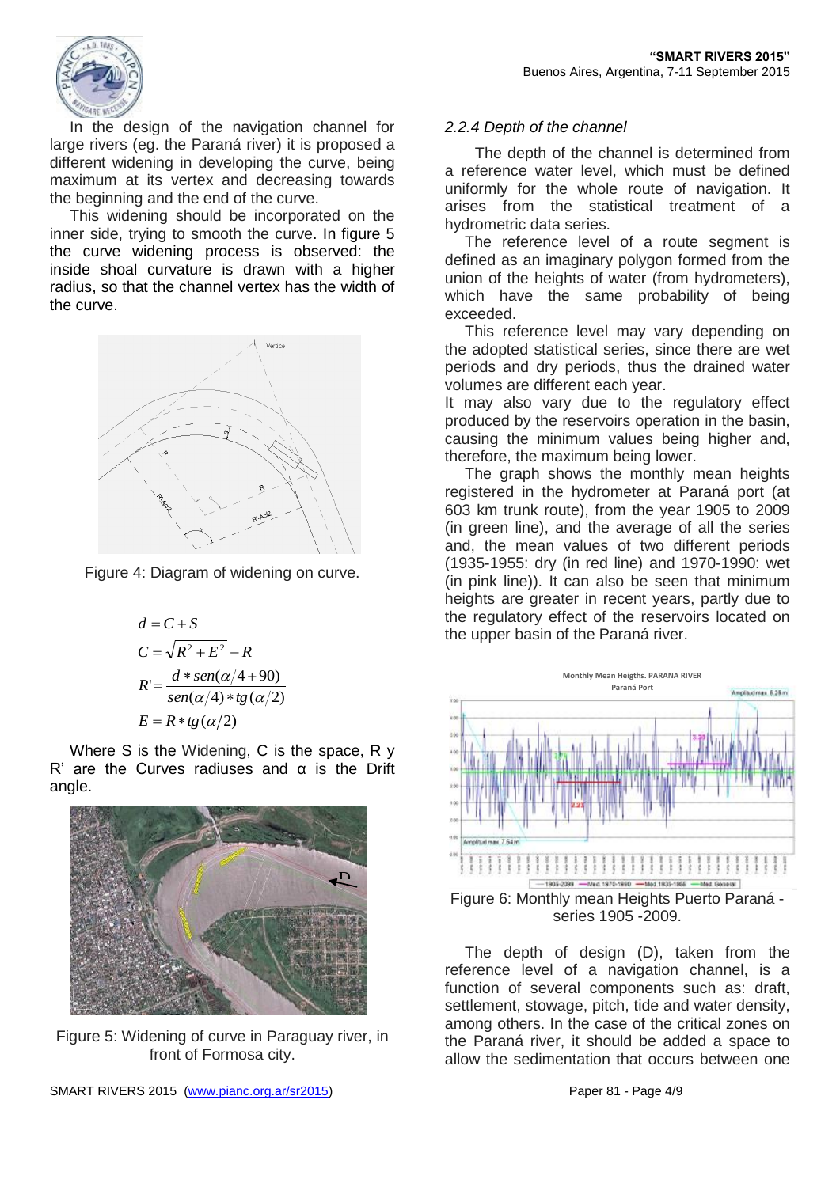In the design of the navigation channel for large rivers (eg. the Paraná river) it is proposed a different widening in developing the curve, being maximum at its vertex and decreasing towards the beginning and the end of the curve.

This widening should be incorporated on the inner side, trying to smooth the curve. In figure 5 the curve widening process is observed: the inside shoal curvature is drawn with a higher radius, so that the channel vertex has the width of the curve.

Figure 4: Diagram of widening on curve.

$$d = C + S$$

$$C = \sqrt{R^2 + E^2} - R$$

$$R' = \frac{d * sen(\alpha/4 + 90)}{sen(\alpha/4) * tg(\alpha/2)}$$

$$E = R * tg(\alpha/2)$$

Where S is the Widening, C is the space, R y R' are the Curves radiuses and α is the Drift angle.

Figure 5: Widening of curve in Paraguay river, in front of Formosa city.

### *2.2.4 Depth of the channel*

The depth of the channel is determined from a reference water level, which must be defined uniformly for the whole route of navigation. It arises from the statistical treatment of a hydrometric data series.

The reference level of a route segment is defined as an imaginary polygon formed from the union of the heights of water (from hydrometers), which have the same probability of being exceeded.

This reference level may vary depending on the adopted statistical series, since there are wet periods and dry periods, thus the drained water volumes are different each year.

It may also vary due to the regulatory effect produced by the reservoirs operation in the basin, causing the minimum values being higher and, therefore, the maximum being lower.

The graph shows the monthly mean heights registered in the hydrometer at Paraná port (at 603 km trunk route), from the year 1905 to 2009 (in green line), and the average of all the series and, the mean values of two different periods (1935-1955: dry (in red line) and 1970-1990: wet (in pink line)). It can also be seen that minimum heights are greater in recent years, partly due to the regulatory effect of the reservoirs located on the upper basin of the Paraná river.

Figure 6: Monthly mean Heights Puerto Paraná - series 1905 -2009.

The depth of design (D), taken from the reference level of a navigation channel, is a function of several components such as: draft, settlement, stowage, pitch, tide and water density, among others. In the case of the critical zones on the Paraná river, it should be added a space to allow the sedimentation that occurs between one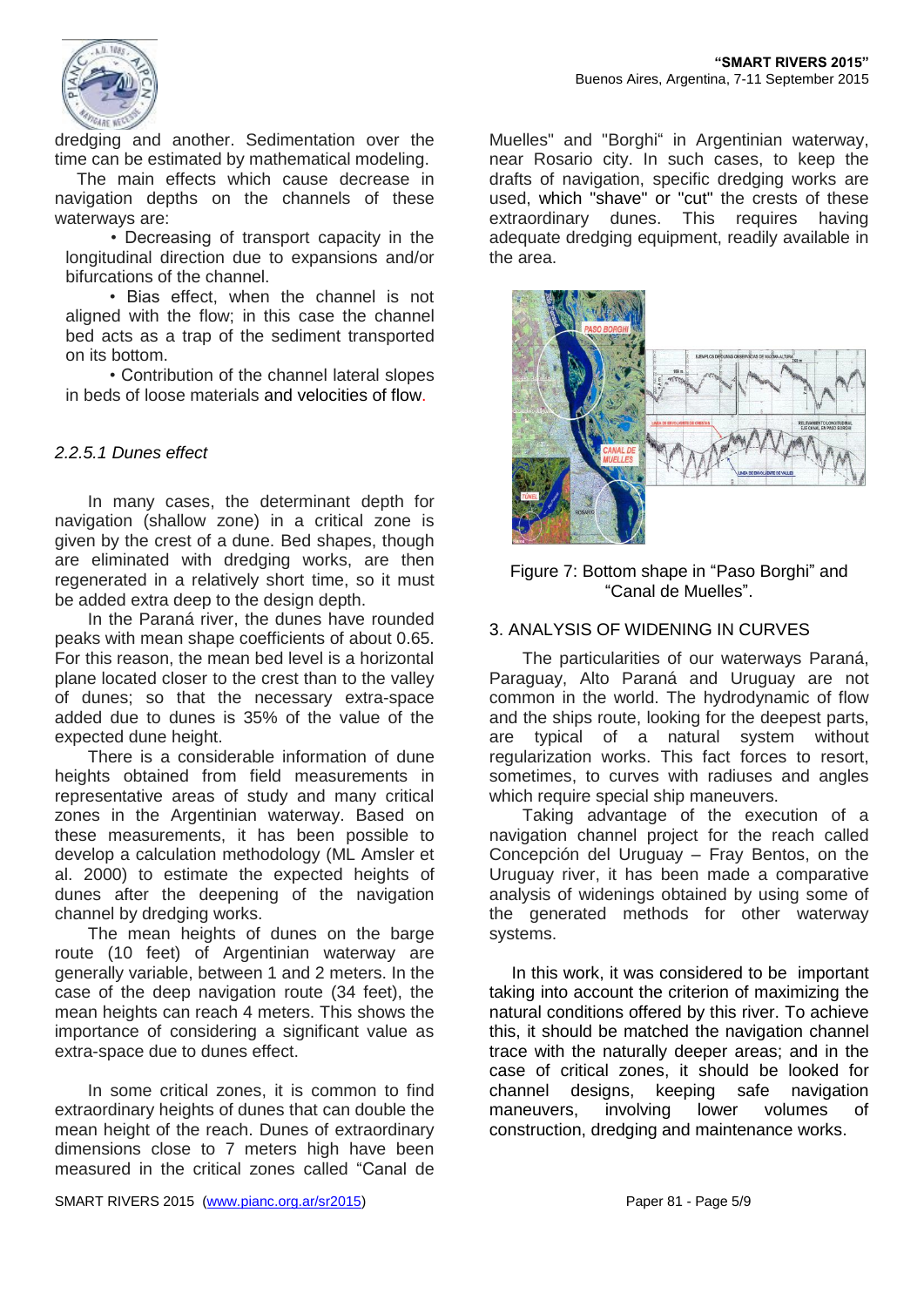dredging and another. Sedimentation over the time can be estimated by mathematical modeling.

The main effects which cause decrease in navigation depths on the channels of these waterways are:

- Decreasing of transport capacity in the longitudinal direction due to expansions and/or bifurcations of the channel.
- Bias effect, when the channel is not aligned with the flow; in this case the channel bed acts as a trap of the sediment transported on its bottom.
- Contribution of the channel lateral slopes in beds of loose materials and velocities of flow.

#### *2.2.5.1 Dunes effect*

In many cases, the determinant depth for navigation (shallow zone) in a critical zone is given by the crest of a dune. Bed shapes, though are eliminated with dredging works, are then regenerated in a relatively short time, so it must be added extra deep to the design depth.

In the Paraná river, the dunes have rounded peaks with mean shape coefficients of about 0.65. For this reason, the mean bed level is a horizontal plane located closer to the crest than to the valley of dunes; so that the necessary extra-space added due to dunes is 35% of the value of the expected dune height.

There is a considerable information of dune heights obtained from field measurements in representative areas of study and many critical zones in the Argentinian waterway. Based on these measurements, it has been possible to develop a calculation methodology (ML Amsler et al. 2000) to estimate the expected heights of dunes after the deepening of the navigation channel by dredging works.

The mean heights of dunes on the barge route (10 feet) of Argentinian waterway are generally variable, between 1 and 2 meters. In the case of the deep navigation route (34 feet), the mean heights can reach 4 meters. This shows the importance of considering a significant value as extra-space due to dunes effect.

In some critical zones, it is common to find extraordinary heights of dunes that can double the mean height of the reach. Dunes of extraordinary dimensions close to 7 meters high have been measured in the critical zones called "Canal de Muelles" and "Borghi" in Argentinian waterway, near Rosario city. In such cases, to keep the drafts of navigation, specific dredging works are used, which "shave" or "cut" the crests of these extraordinary dunes. This requires having adequate dredging equipment, readily available in the area.

Figure 7: Bottom shape in "Paso Borghi" and "Canal de Muelles".

## 3. ANALYSIS OF WIDENING IN CURVES

The particularities of our waterways Paraná, Paraguay, Alto Paraná and Uruguay are not common in the world. The hydrodynamic of flow and the ships route, looking for the deepest parts, are typical of a natural system without regularization works. This fact forces to resort, sometimes, to curves with radiuses and angles which require special ship maneuvers.

Taking advantage of the execution of a navigation channel project for the reach called Concepción del Uruguay – Fray Bentos, on the Uruguay river, it has been made a comparative analysis of widenings obtained by using some of the generated methods for other waterway systems.

In this work, it was considered to be important taking into account the criterion of maximizing the natural conditions offered by this river. To achieve this, it should be matched the navigation channel trace with the naturally deeper areas; and in the case of critical zones, it should be looked for channel designs, keeping safe navigation maneuvers, involving lower volumes of construction, dredging and maintenance works.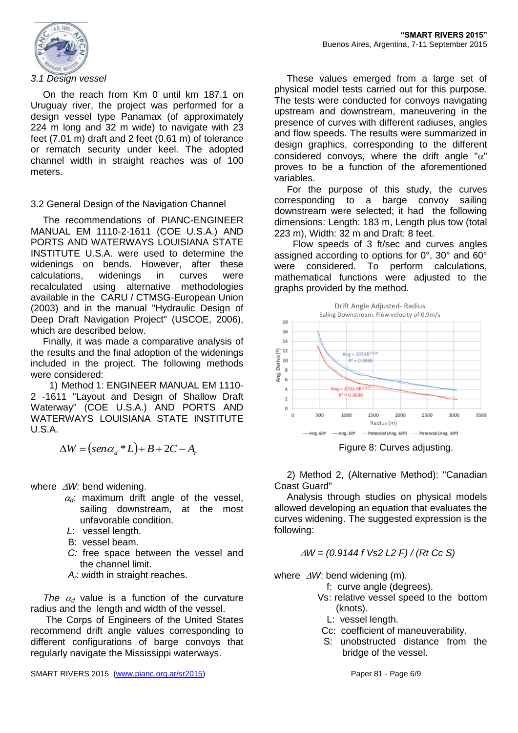*3.1 Design vessel*

On the reach from Km 0 until km 187.1 on Uruguay river, the project was performed for a design vessel type Panamax (of approximately 224 m long and 32 m wide) to navigate with 23 feet (7.01 m) draft and 2 feet (0.61 m) of tolerance or rematch security under keel. The adopted channel width in straight reaches was of 100 meters.

3.2 General Design of the Navigation Channel

The recommendations of PIANC-ENGINEER MANUAL EM 1110-2-1611 (COE U.S.A.) AND PORTS AND WATERWAYS LOUISIANA STATE INSTITUTE U.S.A. were used to determine the widenings on bends. However, after these calculations, widenings in curves were recalculated using alternative methodologies available in the CARU / CTMSG-European Union (2003) and in the manual "Hydraulic Design of Deep Draft Navigation Project" (USCOE, 2006), which are described below.

Finally, it was made a comparative analysis of the results and the final adoption of the widenings included in the project. The following methods were considered:

1) Method 1: ENGINEER MANUAL EM 1110-2 -1611 "Layout and Design of Shallow Draft Waterway" (COE U.S.A.) AND PORTS AND WATERWAYS LOUISIANA STATE INSTITUTE U.S.A.

$$\Delta W = (sen\alpha_d * L) + B + 2C - A_r$$

where $\Delta W$: bend widening.

- $\alpha_d$: maximum drift angle of the vessel, sailing downstream, at the most unfavorable condition.
- $L$: vessel length.
- B: vessel beam.
- $C$: free space between the vessel and the channel limit.
- $A_r$: width in straight reaches.

*The* $\alpha_d$ value is a function of the curvature radius and the length and width of the vessel.

The Corps of Engineers of the United States recommend drift angle values corresponding to different configurations of barge convoys that regularly navigate the Mississippi waterways.

These values emerged from a large set of physical model tests carried out for this purpose. The tests were conducted for convoys navigating upstream and downstream, maneuvering in the presence of curves with different radiuses, angles and flow speeds. The results were summarized in design graphics, corresponding to the different considered convoys, where the drift angle "$\alpha$" proves to be a function of the aforementioned variables.

For the purpose of this study, the curves corresponding to a barge convoy sailing downstream were selected; it had the following dimensions: Length: 183 m, Length plus tow (total 223 m), Width: 32 m and Draft: 8 feet.

Flow speeds of 3 ft/sec and curves angles assigned according to options for 0°, 30° and 60° were considered. To perform calculations, mathematical functions were adjusted to the graphs provided by the method.

Figure 8: Curves adjusting.

2) Method 2, (Alternative Method): "Canadian Coast Guard"

Analysis through studies on physical models allowed developing an equation that evaluates the curves widening. The suggested expression is the following:

$$\Delta W = (0.9144\ f\ Vs2\ L2\ F) / (Rt\ Cc\ S)$$

where $\Delta W$: bend widening (m).

- f: curve angle (degrees).
- Vs: relative vessel speed to the bottom (knots).
- L: vessel length.
- Cc: coefficient of maneuverability.
- S: unobstructed distance from the bridge of the vessel.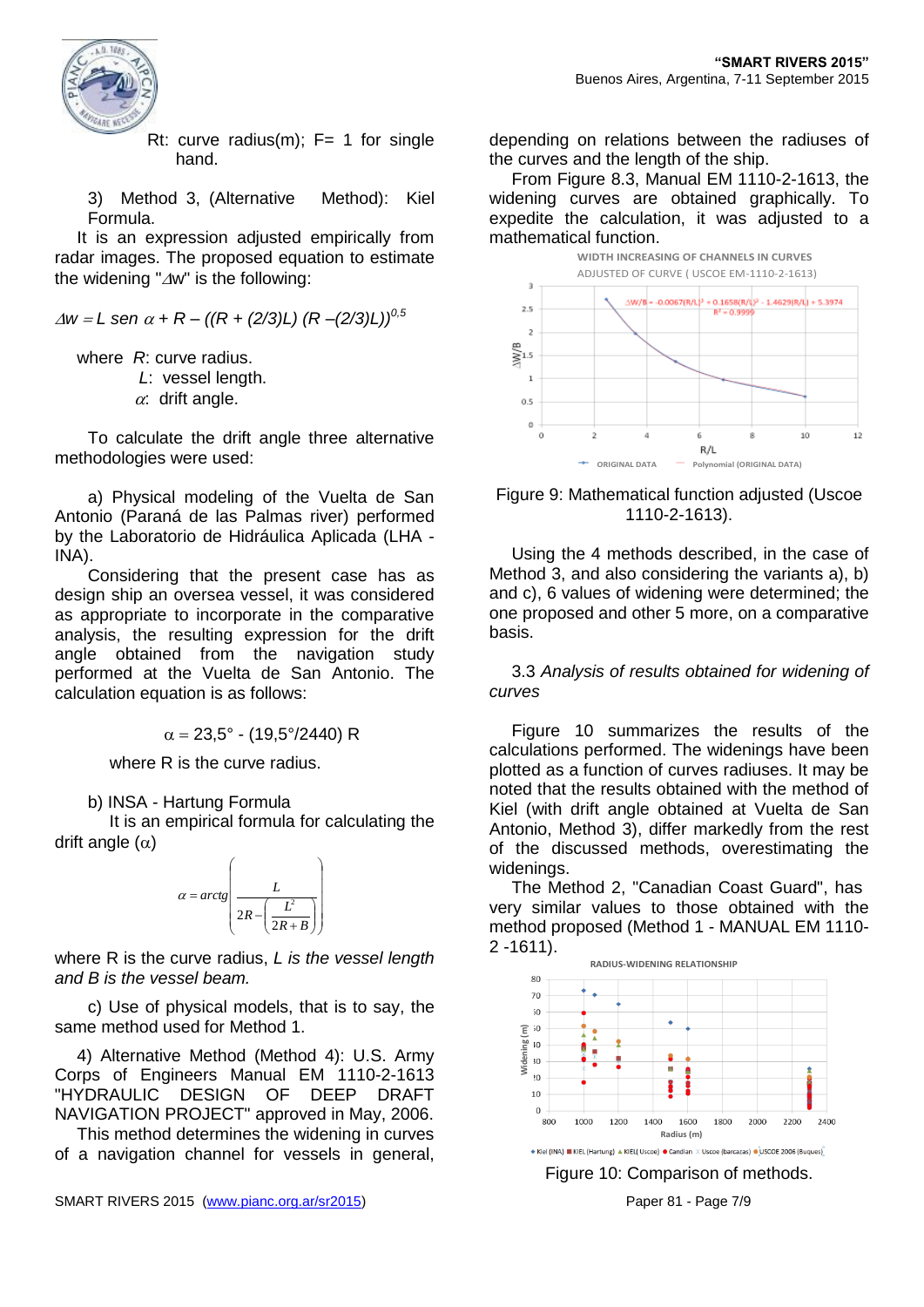Rt: curve radius(m); F= 1 for single hand.

3) Method 3, (Alternative Method): Kiel Formula.

It is an expression adjusted empirically from radar images. The proposed equation to estimate the widening "$\Delta w$" is the following:

$$\Delta w = L \text{ sen } \alpha + R - ((R + (2/3)L)\ (R - (2/3)L))^{0,5}$$

where $R$: curve radius.
$L$: vessel length.
$\alpha$: drift angle.

To calculate the drift angle three alternative methodologies were used:

a) Physical modeling of the Vuelta de San Antonio (Paraná de las Palmas river) performed by the Laboratorio de Hidráulica Aplicada (LHA - INA).

Considering that the present case has as design ship an oversea vessel, it was considered as appropriate to incorporate in the comparative analysis, the resulting expression for the drift angle obtained from the navigation study performed at the Vuelta de San Antonio. The calculation equation is as follows:

$$\alpha = 23{,}5° - (19{,}5°/2440)\ R$$

where R is the curve radius.

b) INSA - Hartung Formula

It is an empirical formula for calculating the drift angle ($\alpha$)

$$\alpha = arctg\left(\frac{L}{2R - \left(\frac{L^2}{2R + B}\right)}\right)$$

where R is the curve radius, *L is the vessel length and B is the vessel beam.*

c) Use of physical models, that is to say, the same method used for Method 1.

4) Alternative Method (Method 4): U.S. Army Corps of Engineers Manual EM 1110-2-1613 "HYDRAULIC DESIGN OF DEEP DRAFT NAVIGATION PROJECT" approved in May, 2006.

This method determines the widening in curves of a navigation channel for vessels in general, depending on relations between the radiuses of the curves and the length of the ship.

From Figure 8.3, Manual EM 1110-2-1613, the widening curves are obtained graphically. To expedite the calculation, it was adjusted to a mathematical function.

Figure 9: Mathematical function adjusted (Uscoe 1110-2-1613).

Using the 4 methods described, in the case of Method 3, and also considering the variants a), b) and c), 6 values of widening were determined; the one proposed and other 5 more, on a comparative basis.

### 3.3 *Analysis of results obtained for widening of curves*

Figure 10 summarizes the results of the calculations performed. The widenings have been plotted as a function of curves radiuses. It may be noted that the results obtained with the method of Kiel (with drift angle obtained at Vuelta de San Antonio, Method 3), differ markedly from the rest of the discussed methods, overestimating the widenings.

The Method 2, "Canadian Coast Guard", has very similar values to those obtained with the method proposed (Method 1 - MANUAL EM 1110-2 -1611).

Figure 10: Comparison of methods.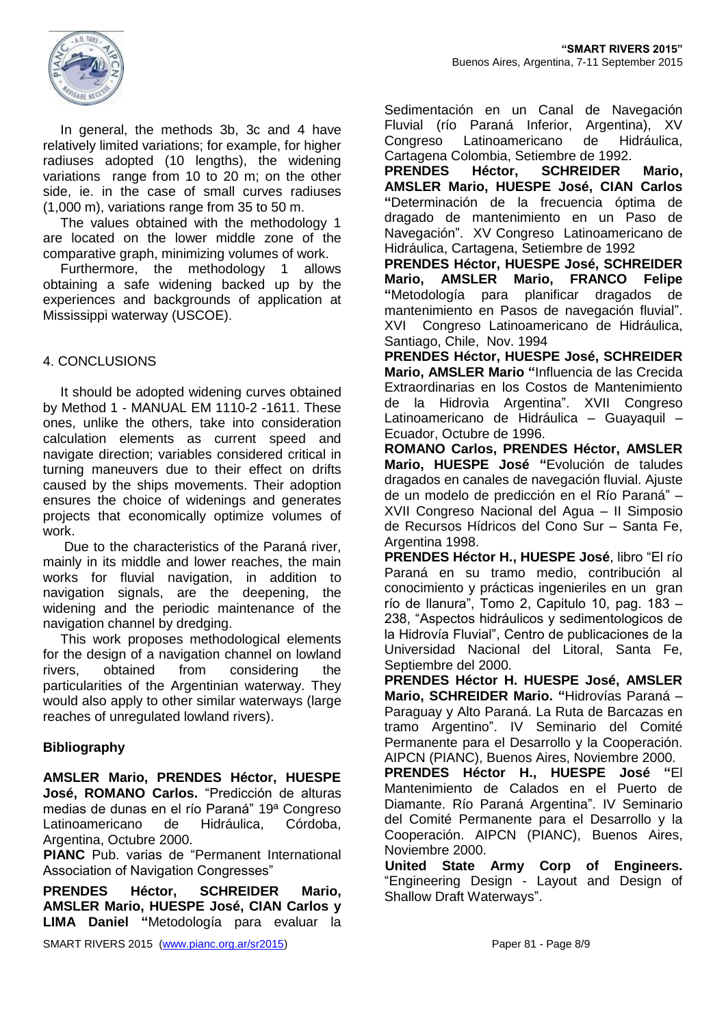In general, the methods 3b, 3c and 4 have relatively limited variations; for example, for higher radiuses adopted (10 lengths), the widening variations range from 10 to 20 m; on the other side, ie. in the case of small curves radiuses (1,000 m), variations range from 35 to 50 m.

The values obtained with the methodology 1 are located on the lower middle zone of the comparative graph, minimizing volumes of work.

Furthermore, the methodology 1 allows obtaining a safe widening backed up by the experiences and backgrounds of application at Mississippi waterway (USCOE).

## 4. CONCLUSIONS

It should be adopted widening curves obtained by Method 1 - MANUAL EM 1110-2 -1611. These ones, unlike the others, take into consideration calculation elements as current speed and navigate direction; variables considered critical in turning maneuvers due to their effect on drifts caused by the ships movements. Their adoption ensures the choice of widenings and generates projects that economically optimize volumes of work.

Due to the characteristics of the Paraná river, mainly in its middle and lower reaches, the main works for fluvial navigation, in addition to navigation signals, are the deepening, the widening and the periodic maintenance of the navigation channel by dredging.

This work proposes methodological elements for the design of a navigation channel on lowland rivers, obtained from considering the particularities of the Argentinian waterway. They would also apply to other similar waterways (large reaches of unregulated lowland rivers).

## Bibliography

**AMSLER Mario, PRENDES Héctor, HUESPE José, ROMANO Carlos.** "Predicción de alturas medias de dunas en el río Paraná" 19ª Congreso Latinoamericano de Hidráulica, Córdoba, Argentina, Octubre 2000.

**PIANC** Pub. varias de "Permanent International Association of Navigation Congresses"

**PRENDES Héctor, SCHREIDER Mario, AMSLER Mario, HUESPE José, CIAN Carlos y LIMA Daniel "**Metodología para evaluar la Sedimentación en un Canal de Navegación Fluvial (río Paraná Inferior, Argentina), XV Congreso Latinoamericano de Hidráulica, Cartagena Colombia, Setiembre de 1992.

**PRENDES Héctor, SCHREIDER Mario, AMSLER Mario, HUESPE José, CIAN Carlos "**Determinación de la frecuencia óptima de dragado de mantenimiento en un Paso de Navegación". XV Congreso Latinoamericano de Hidráulica, Cartagena, Setiembre de 1992

**PRENDES Héctor, HUESPE José, SCHREIDER Mario, AMSLER Mario, FRANCO Felipe "**Metodología para planificar dragados de mantenimiento en Pasos de navegación fluvial". XVI Congreso Latinoamericano de Hidráulica, Santiago, Chile, Nov. 1994

**PRENDES Héctor, HUESPE José, SCHREIDER Mario, AMSLER Mario "**Influencia de las Crecida Extraordinarias en los Costos de Mantenimiento de la Hidrovìa Argentina". XVII Congreso Latinoamericano de Hidráulica – Guayaquil – Ecuador, Octubre de 1996.

**ROMANO Carlos, PRENDES Héctor, AMSLER Mario, HUESPE José "**Evolución de taludes dragados en canales de navegación fluvial. Ajuste de un modelo de predicción en el Río Paraná" – XVII Congreso Nacional del Agua – II Simposio de Recursos Hídricos del Cono Sur – Santa Fe, Argentina 1998.

**PRENDES Héctor H., HUESPE José**, libro "El río Paraná en su tramo medio, contribución al conocimiento y prácticas ingenieriles en un gran río de llanura", Tomo 2, Capitulo 10, pag. 183 – 238, "Aspectos hidráulicos y sedimentologicos de la Hidrovía Fluvial", Centro de publicaciones de la Universidad Nacional del Litoral, Santa Fe, Septiembre del 2000.

**PRENDES Héctor H. HUESPE José, AMSLER Mario, SCHREIDER Mario. "**Hidrovías Paraná – Paraguay y Alto Paraná. La Ruta de Barcazas en tramo Argentino". IV Seminario del Comité Permanente para el Desarrollo y la Cooperación. AIPCN (PIANC), Buenos Aires, Noviembre 2000.

**PRENDES Héctor H., HUESPE José "**El Mantenimiento de Calados en el Puerto de Diamante. Río Paraná Argentina". IV Seminario del Comité Permanente para el Desarrollo y la Cooperación. AIPCN (PIANC), Buenos Aires, Noviembre 2000.

**United State Army Corp of Engineers.** "Engineering Design - Layout and Design of Shallow Draft Waterways".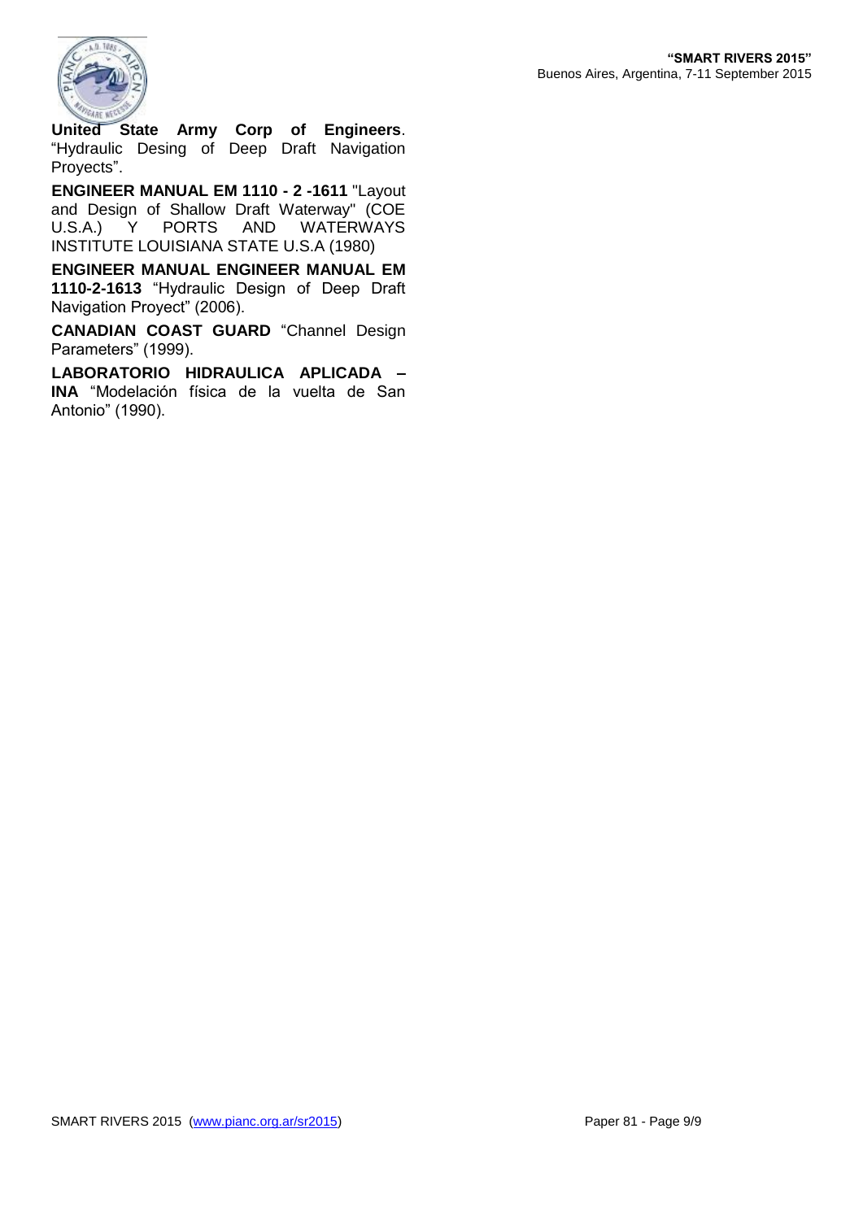**United State Army Corp of Engineers**. "Hydraulic Desing of Deep Draft Navigation Proyects".

**ENGINEER MANUAL EM 1110 - 2 -1611** "Layout and Design of Shallow Draft Waterway" (COE U.S.A.) Y PORTS AND WATERWAYS INSTITUTE LOUISIANA STATE U.S.A (1980)

**ENGINEER MANUAL ENGINEER MANUAL EM 1110-2-1613** "Hydraulic Design of Deep Draft Navigation Proyect" (2006).

**CANADIAN COAST GUARD** "Channel Design Parameters" (1999).

**LABORATORIO HIDRAULICA APLICADA – INA** "Modelación física de la vuelta de San Antonio" (1990).